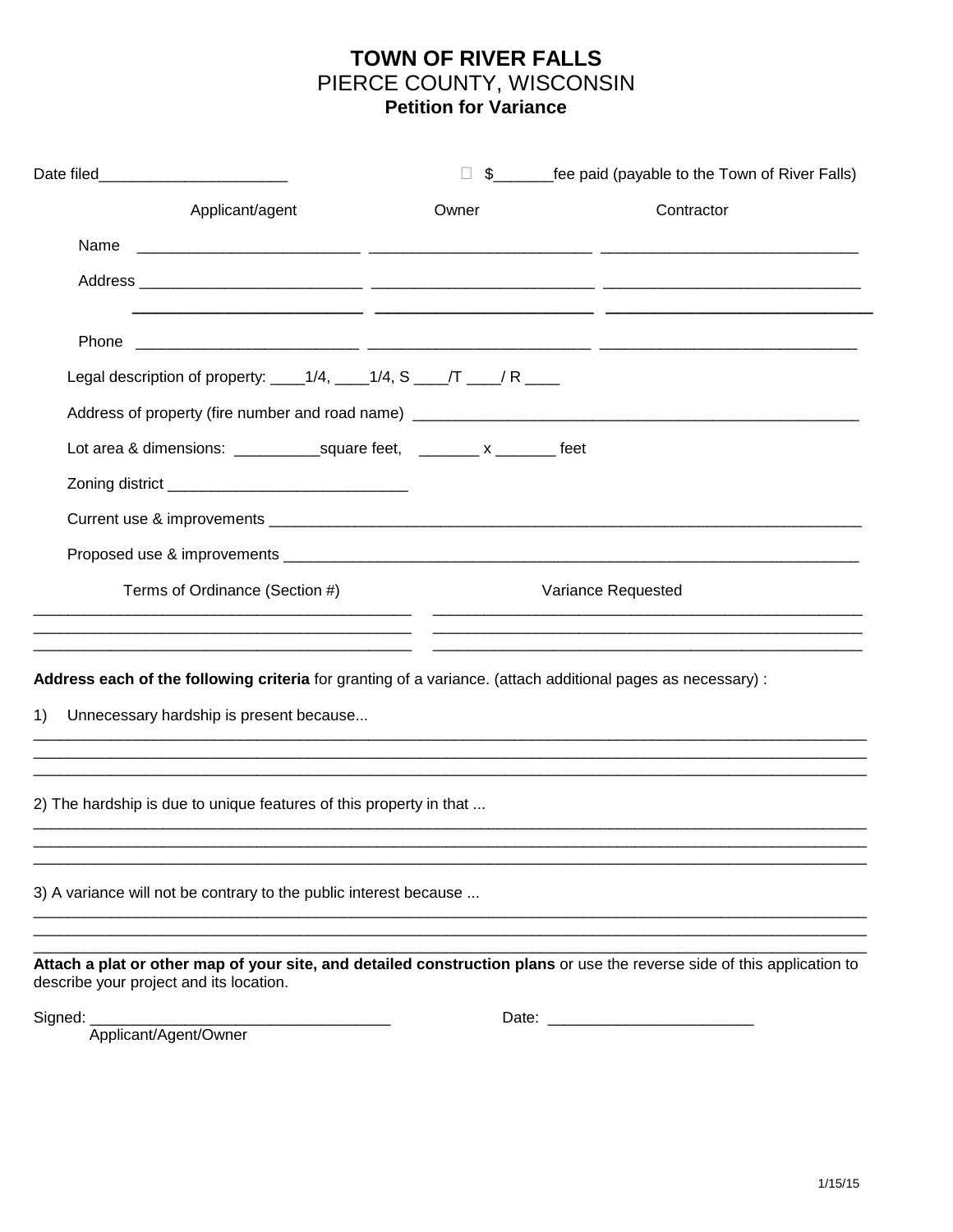# TOWN OF RIVER FALLS

## PIERCE COUNTY, WISCONSIN

### Petition for Variance

Date filed______________________ ☐ $_______fee paid (payable to the Town of River Falls)

| | Applicant/agent | Owner | Contractor |
|---|---|---|---|
| Name | __________________________ | __________________________ | ______________________________ |
| Address | __________________________ | __________________________ | ______________________________ |
| | __________________________ | __________________________ | ______________________________ |
| Phone | __________________________ | __________________________ | ______________________________ |

Legal description of property: ____1/4, ____1/4, S ____/T ____/ R ____

Address of property (fire number and road name) ____________________________________________________

Lot area & dimensions: __________square feet, _______ x _______ feet

Zoning district ___________________________

Current use & improvements __________________________________________________________________

Proposed use & improvements ________________________________________________________________

| Terms of Ordinance (Section #) | Variance Requested |
|---|---|
| ____________________________________________ | __________________________________________________ |
| ____________________________________________ | __________________________________________________ |
| ____________________________________________ | __________________________________________________ |

**Address each of the following criteria** for granting of a variance. (attach additional pages as necessary) :

1) Unnecessary hardship is present because...

_____________________________________________________________________________________________________
_____________________________________________________________________________________________________
_____________________________________________________________________________________________________

2) The hardship is due to unique features of this property in that ...

_____________________________________________________________________________________________________
_____________________________________________________________________________________________________
_____________________________________________________________________________________________________

3) A variance will not be contrary to the public interest because ...

_____________________________________________________________________________________________________
_____________________________________________________________________________________________________
_____________________________________________________________________________________________________

**Attach a plat or other map of your site, and detailed construction plans** or use the reverse side of this application to describe your project and its location.

Signed: ___________________________________ Date: ________________________
Applicant/Agent/Owner

1/15/15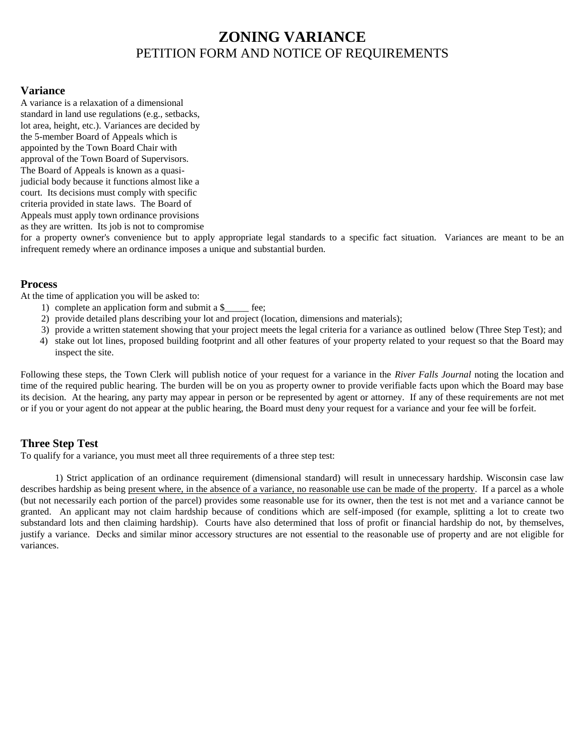# ZONING VARIANCE

PETITION FORM AND NOTICE OF REQUIREMENTS

## Variance

A variance is a relaxation of a dimensional standard in land use regulations (e.g., setbacks, lot area, height, etc.). Variances are decided by the 5-member Board of Appeals which is appointed by the Town Board Chair with approval of the Town Board of Supervisors. The Board of Appeals is known as a quasi-judicial body because it functions almost like a court. Its decisions must comply with specific criteria provided in state laws. The Board of Appeals must apply town ordinance provisions as they are written. Its job is not to compromise for a property owner's convenience but to apply appropriate legal standards to a specific fact situation. Variances are meant to be an infrequent remedy where an ordinance imposes a unique and substantial burden.

## Process

At the time of application you will be asked to:

1) complete an application form and submit a $_____ fee;
2) provide detailed plans describing your lot and project (location, dimensions and materials);
3) provide a written statement showing that your project meets the legal criteria for a variance as outlined below (Three Step Test); and
4) stake out lot lines, proposed building footprint and all other features of your property related to your request so that the Board may inspect the site.

Following these steps, the Town Clerk will publish notice of your request for a variance in the *River Falls Journal* noting the location and time of the required public hearing. The burden will be on you as property owner to provide verifiable facts upon which the Board may base its decision. At the hearing, any party may appear in person or be represented by agent or attorney. If any of these requirements are not met or if you or your agent do not appear at the public hearing, the Board must deny your request for a variance and your fee will be forfeit.

## Three Step Test

To qualify for a variance, you must meet all three requirements of a three step test:

1) Strict application of an ordinance requirement (dimensional standard) will result in unnecessary hardship. Wisconsin case law describes hardship as being present where, in the absence of a variance, no reasonable use can be made of the property. If a parcel as a whole (but not necessarily each portion of the parcel) provides some reasonable use for its owner, then the test is not met and a variance cannot be granted. An applicant may not claim hardship because of conditions which are self-imposed (for example, splitting a lot to create two substandard lots and then claiming hardship). Courts have also determined that loss of profit or financial hardship do not, by themselves, justify a variance. Decks and similar minor accessory structures are not essential to the reasonable use of property and are not eligible for variances.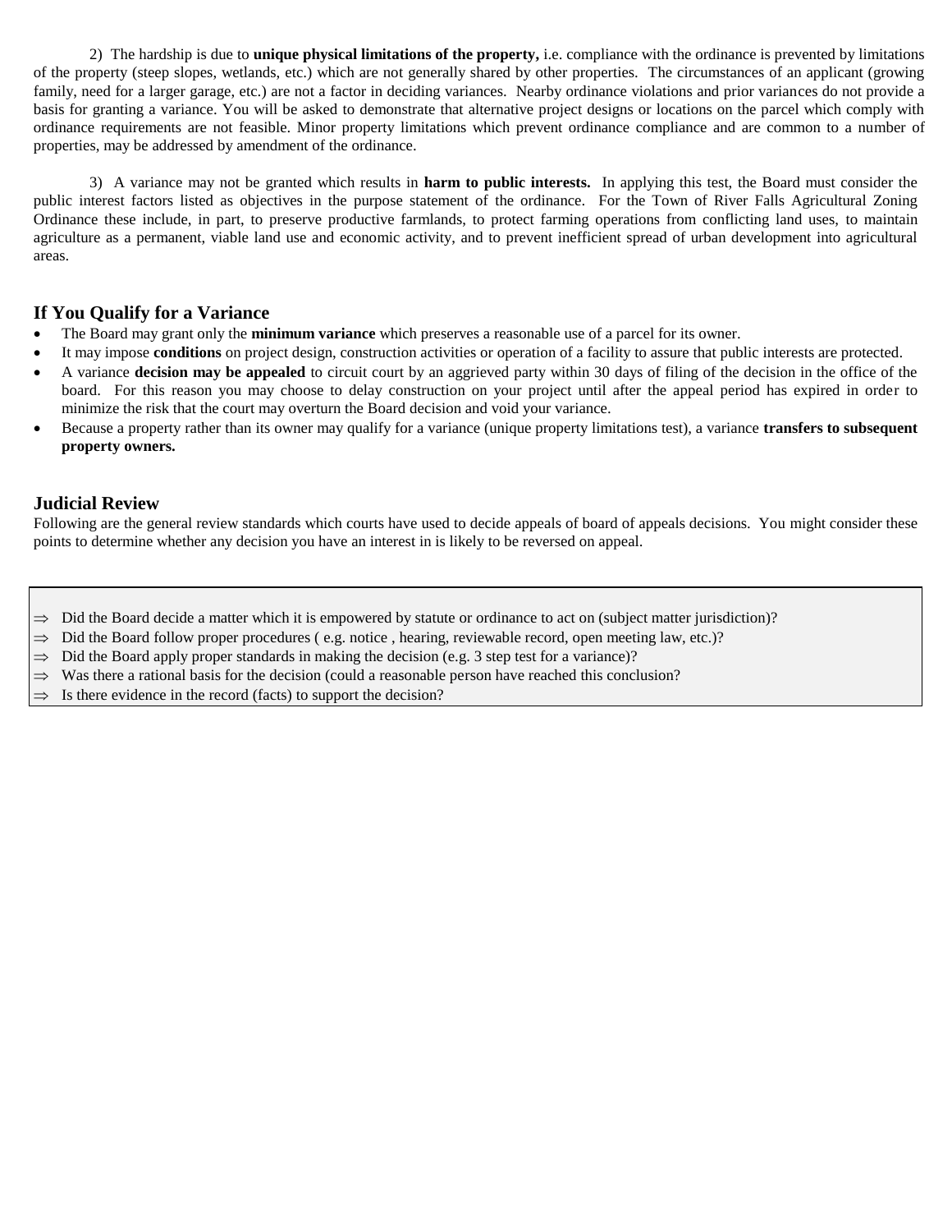2) The hardship is due to **unique physical limitations of the property,** i.e. compliance with the ordinance is prevented by limitations of the property (steep slopes, wetlands, etc.) which are not generally shared by other properties. The circumstances of an applicant (growing family, need for a larger garage, etc.) are not a factor in deciding variances. Nearby ordinance violations and prior variances do not provide a basis for granting a variance. You will be asked to demonstrate that alternative project designs or locations on the parcel which comply with ordinance requirements are not feasible. Minor property limitations which prevent ordinance compliance and are common to a number of properties, may be addressed by amendment of the ordinance.

3) A variance may not be granted which results in **harm to public interests.** In applying this test, the Board must consider the public interest factors listed as objectives in the purpose statement of the ordinance. For the Town of River Falls Agricultural Zoning Ordinance these include, in part, to preserve productive farmlands, to protect farming operations from conflicting land uses, to maintain agriculture as a permanent, viable land use and economic activity, and to prevent inefficient spread of urban development into agricultural areas.

## If You Qualify for a Variance

- The Board may grant only the **minimum variance** which preserves a reasonable use of a parcel for its owner.
- It may impose **conditions** on project design, construction activities or operation of a facility to assure that public interests are protected.
- A variance **decision may be appealed** to circuit court by an aggrieved party within 30 days of filing of the decision in the office of the board. For this reason you may choose to delay construction on your project until after the appeal period has expired in order to minimize the risk that the court may overturn the Board decision and void your variance.
- Because a property rather than its owner may qualify for a variance (unique property limitations test), a variance **transfers to subsequent property owners.**

## Judicial Review

Following are the general review standards which courts have used to decide appeals of board of appeals decisions. You might consider these points to determine whether any decision you have an interest in is likely to be reversed on appeal.

- ⇒ Did the Board decide a matter which it is empowered by statute or ordinance to act on (subject matter jurisdiction)?
- ⇒ Did the Board follow proper procedures ( e.g. notice , hearing, reviewable record, open meeting law, etc.)?
- ⇒ Did the Board apply proper standards in making the decision (e.g. 3 step test for a variance)?
- ⇒ Was there a rational basis for the decision (could a reasonable person have reached this conclusion?
- ⇒ Is there evidence in the record (facts) to support the decision?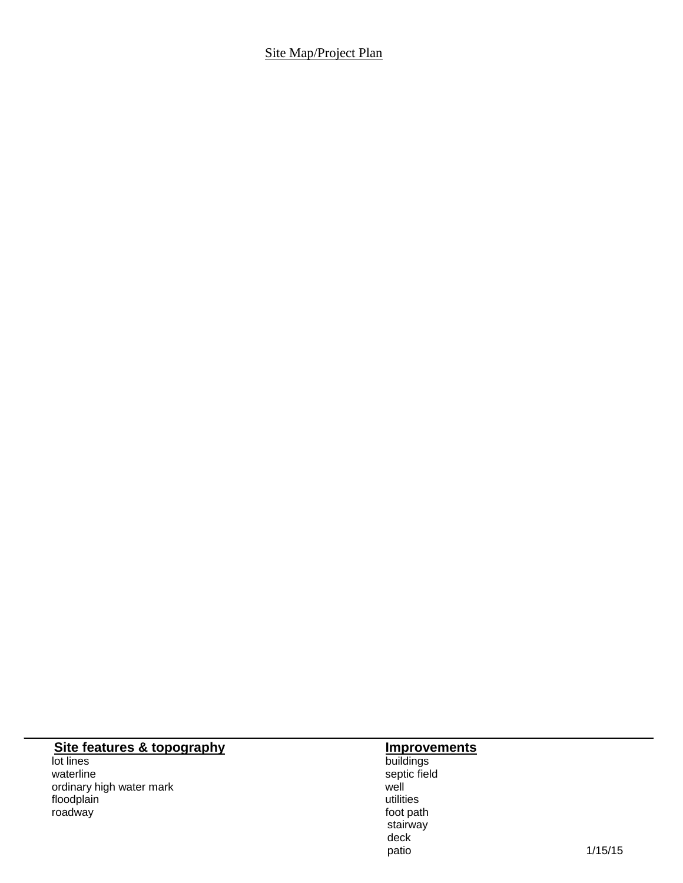Site Map/Project Plan

| **Site features & topography** | **Improvements** |
|---|---|
| lot lines | buildings |
| waterline | septic field |
| ordinary high water mark | well |
| floodplain | utilities |
| roadway | foot path |
| | stairway |
| | deck |
| | patio |

1/15/15